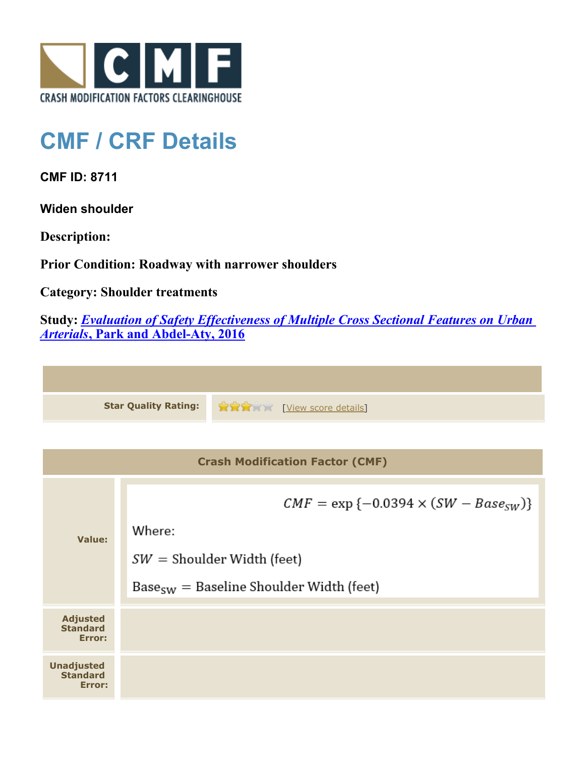CRASH MODIFICATION FACTORS CLEARINGHOUSE

# CMF / CRF Details

**CMF ID: 8711**

**Widen shoulder**

**Description:**

**Prior Condition: Roadway with narrower shoulders**

**Category: Shoulder treatments**

**Study: *Evaluation of Safety Effectiveness of Multiple Cross Sectional Features on Urban Arterials*, Park and Abdel-Aty, 2016**

| | |
|---|---|
| **Star Quality Rating:** | 3 of 5 stars [View score details] |

| Crash Modification Factor (CMF) | |
|---|---|
| **Value:** | $CMF = \exp\{-0.0394 \times (SW - Base_{SW})\}$<br>Where:<br>$SW$ = Shoulder Width (feet)<br>$Base_{SW}$ = Baseline Shoulder Width (feet) |
| **Adjusted Standard Error:** | |
| **Unadjusted Standard Error:** | |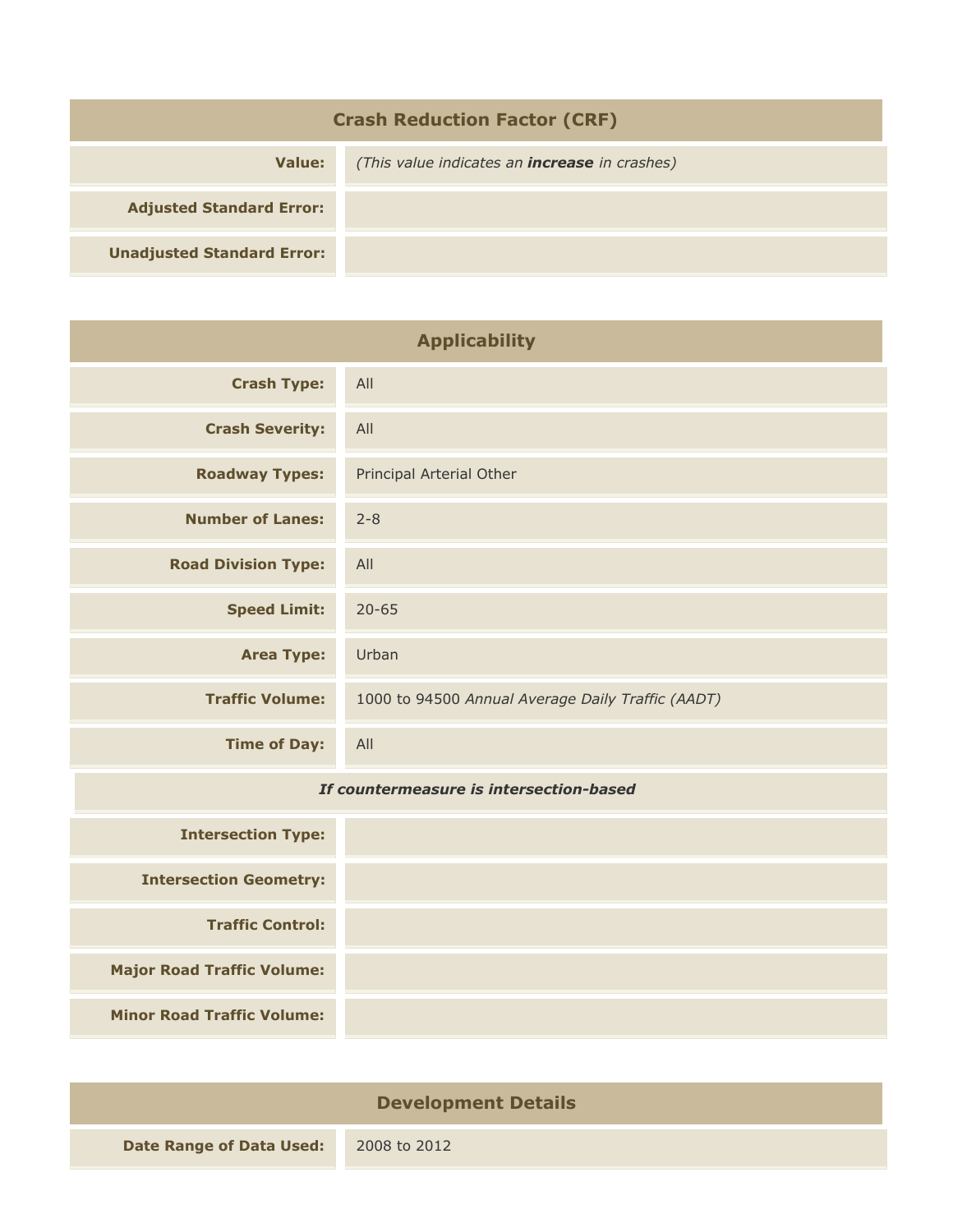| Crash Reduction Factor (CRF) | |
|---|---|
| **Value:** | *(This value indicates an* ***increase*** *in crashes)* |
| **Adjusted Standard Error:** | |
| **Unadjusted Standard Error:** | |

| Applicability | |
|---|---|
| **Crash Type:** | All |
| **Crash Severity:** | All |
| **Roadway Types:** | Principal Arterial Other |
| **Number of Lanes:** | 2-8 |
| **Road Division Type:** | All |
| **Speed Limit:** | 20-65 |
| **Area Type:** | Urban |
| **Traffic Volume:** | 1000 to 94500 *Annual Average Daily Traffic (AADT)* |
| **Time of Day:** | All |
| ***If countermeasure is intersection-based*** | |
| **Intersection Type:** | |
| **Intersection Geometry:** | |
| **Traffic Control:** | |
| **Major Road Traffic Volume:** | |
| **Minor Road Traffic Volume:** | |

| Development Details | |
|---|---|
| **Date Range of Data Used:** | 2008 to 2012 |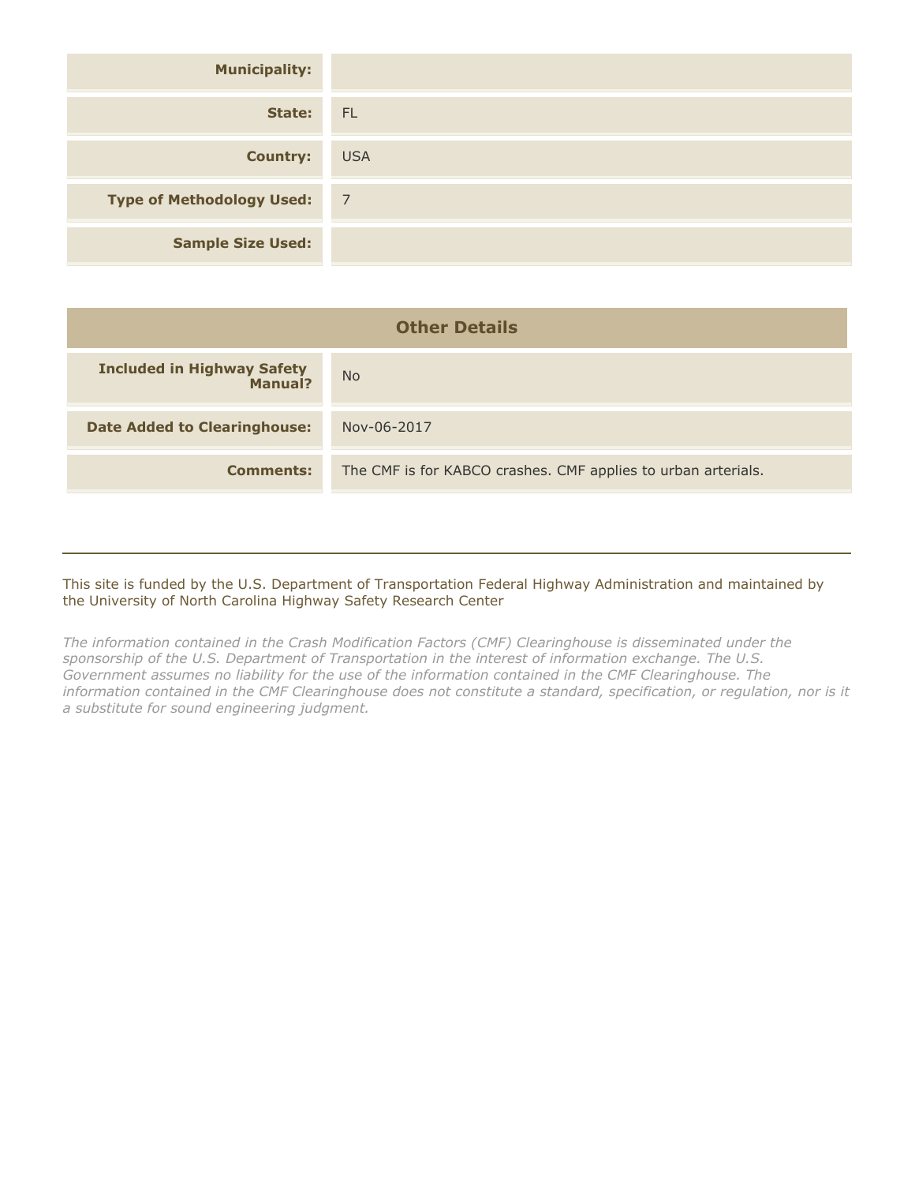| | |
|---|---|
| **Municipality:** | |
| **State:** | FL |
| **Country:** | USA |
| **Type of Methodology Used:** | 7 |
| **Sample Size Used:** | |

## Other Details

| | |
|---|---|
| **Included in Highway Safety Manual?** | No |
| **Date Added to Clearinghouse:** | Nov-06-2017 |
| **Comments:** | The CMF is for KABCO crashes. CMF applies to urban arterials. |

---

This site is funded by the U.S. Department of Transportation Federal Highway Administration and maintained by the University of North Carolina Highway Safety Research Center

*The information contained in the Crash Modification Factors (CMF) Clearinghouse is disseminated under the sponsorship of the U.S. Department of Transportation in the interest of information exchange. The U.S. Government assumes no liability for the use of the information contained in the CMF Clearinghouse. The information contained in the CMF Clearinghouse does not constitute a standard, specification, or regulation, nor is it a substitute for sound engineering judgment.*